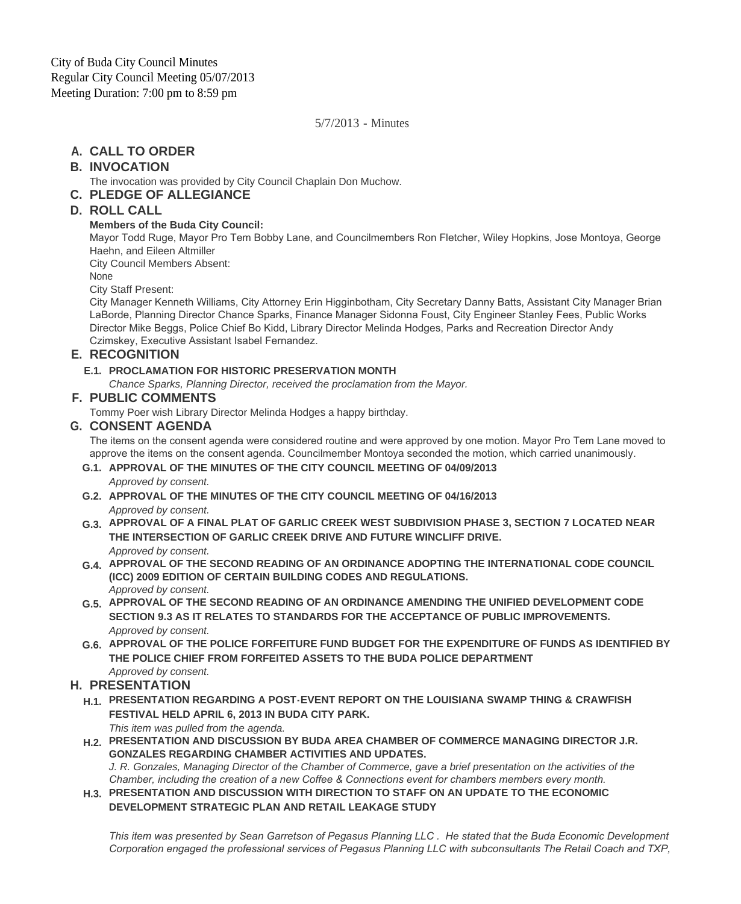City of Buda City Council Minutes
Regular City Council Meeting 05/07/2013
Meeting Duration: 7:00 pm to 8:59 pm

5/7/2013 - Minutes

## A. CALL TO ORDER

## B. INVOCATION

The invocation was provided by City Council Chaplain Don Muchow.

## C. PLEDGE OF ALLEGIANCE

## D. ROLL CALL

**Members of the Buda City Council:**

Mayor Todd Ruge, Mayor Pro Tem Bobby Lane, and Councilmembers Ron Fletcher, Wiley Hopkins, Jose Montoya, George Haehn, and Eileen Altmiller

City Council Members Absent:

None

City Staff Present:

City Manager Kenneth Williams, City Attorney Erin Higginbotham, City Secretary Danny Batts, Assistant City Manager Brian LaBorde, Planning Director Chance Sparks, Finance Manager Sidonna Foust, City Engineer Stanley Fees, Public Works Director Mike Beggs, Police Chief Bo Kidd, Library Director Melinda Hodges, Parks and Recreation Director Andy Czimskey, Executive Assistant Isabel Fernandez.

## E. RECOGNITION

### E.1. PROCLAMATION FOR HISTORIC PRESERVATION MONTH

*Chance Sparks, Planning Director, received the proclamation from the Mayor.*

## F. PUBLIC COMMENTS

Tommy Poer wish Library Director Melinda Hodges a happy birthday.

## G. CONSENT AGENDA

The items on the consent agenda were considered routine and were approved by one motion. Mayor Pro Tem Lane moved to approve the items on the consent agenda. Councilmember Montoya seconded the motion, which carried unanimously.

### G.1. APPROVAL OF THE MINUTES OF THE CITY COUNCIL MEETING OF 04/09/2013

*Approved by consent.*

### G.2. APPROVAL OF THE MINUTES OF THE CITY COUNCIL MEETING OF 04/16/2013

*Approved by consent.*

### G.3. APPROVAL OF A FINAL PLAT OF GARLIC CREEK WEST SUBDIVISION PHASE 3, SECTION 7 LOCATED NEAR THE INTERSECTION OF GARLIC CREEK DRIVE AND FUTURE WINCLIFF DRIVE.

*Approved by consent.*

### G.4. APPROVAL OF THE SECOND READING OF AN ORDINANCE ADOPTING THE INTERNATIONAL CODE COUNCIL (ICC) 2009 EDITION OF CERTAIN BUILDING CODES AND REGULATIONS.

*Approved by consent.*

### G.5. APPROVAL OF THE SECOND READING OF AN ORDINANCE AMENDING THE UNIFIED DEVELOPMENT CODE SECTION 9.3 AS IT RELATES TO STANDARDS FOR THE ACCEPTANCE OF PUBLIC IMPROVEMENTS.

*Approved by consent.*

### G.6. APPROVAL OF THE POLICE FORFEITURE FUND BUDGET FOR THE EXPENDITURE OF FUNDS AS IDENTIFIED BY THE POLICE CHIEF FROM FORFEITED ASSETS TO THE BUDA POLICE DEPARTMENT

*Approved by consent.*

## H. PRESENTATION

### H.1. PRESENTATION REGARDING A POST-EVENT REPORT ON THE LOUISIANA SWAMP THING & CRAWFISH FESTIVAL HELD APRIL 6, 2013 IN BUDA CITY PARK.

*This item was pulled from the agenda.*

### H.2. PRESENTATION AND DISCUSSION BY BUDA AREA CHAMBER OF COMMERCE MANAGING DIRECTOR J.R. GONZALES REGARDING CHAMBER ACTIVITIES AND UPDATES.

*J. R. Gonzales, Managing Director of the Chamber of Commerce, gave a brief presentation on the activities of the Chamber, including the creation of a new Coffee & Connections event for chambers members every month.*

### H.3. PRESENTATION AND DISCUSSION WITH DIRECTION TO STAFF ON AN UPDATE TO THE ECONOMIC DEVELOPMENT STRATEGIC PLAN AND RETAIL LEAKAGE STUDY

*This item was presented by Sean Garretson of Pegasus Planning LLC . He stated that the Buda Economic Development Corporation engaged the professional services of Pegasus Planning LLC with subconsultants The Retail Coach and TXP,*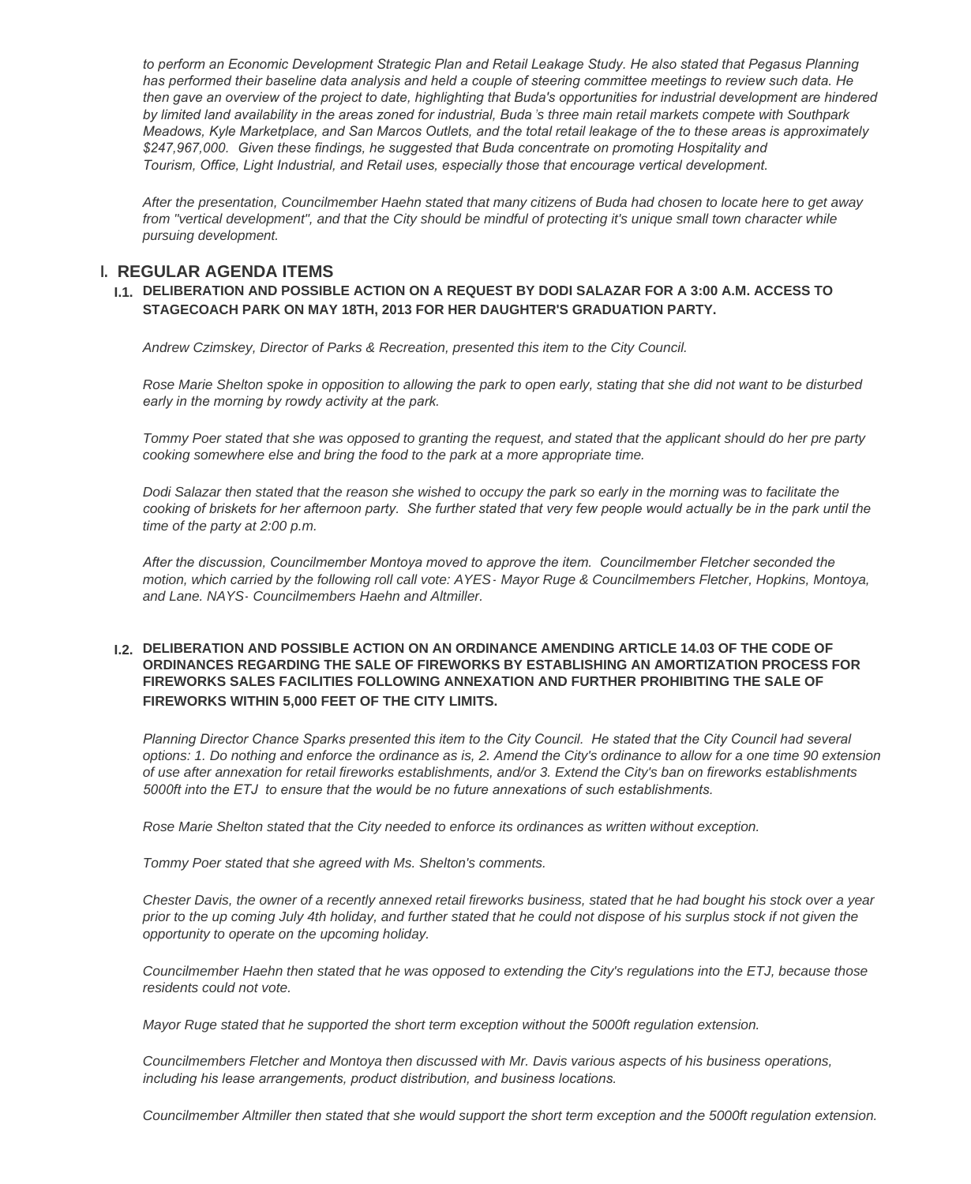*to perform an Economic Development Strategic Plan and Retail Leakage Study. He also stated that Pegasus Planning has performed their baseline data analysis and held a couple of steering committee meetings to review such data. He then gave an overview of the project to date, highlighting that Buda's opportunities for industrial development are hindered by limited land availability in the areas zoned for industrial, Buda's three main retail markets compete with Southpark Meadows, Kyle Marketplace, and San Marcos Outlets, and the total retail leakage of the to these areas is approximately $247,967,000. Given these findings, he suggested that Buda concentrate on promoting Hospitality and Tourism, Office, Light Industrial, and Retail uses, especially those that encourage vertical development.*

*After the presentation, Councilmember Haehn stated that many citizens of Buda had chosen to locate here to get away from "vertical development", and that the City should be mindful of protecting it's unique small town character while pursuing development.*

## I. REGULAR AGENDA ITEMS

### I.1. DELIBERATION AND POSSIBLE ACTION ON A REQUEST BY DODI SALAZAR FOR A 3:00 A.M. ACCESS TO STAGECOACH PARK ON MAY 18TH, 2013 FOR HER DAUGHTER'S GRADUATION PARTY.

*Andrew Czimskey, Director of Parks & Recreation, presented this item to the City Council.*

*Rose Marie Shelton spoke in opposition to allowing the park to open early, stating that she did not want to be disturbed early in the morning by rowdy activity at the park.*

*Tommy Poer stated that she was opposed to granting the request, and stated that the applicant should do her pre party cooking somewhere else and bring the food to the park at a more appropriate time.*

*Dodi Salazar then stated that the reason she wished to occupy the park so early in the morning was to facilitate the cooking of briskets for her afternoon party. She further stated that very few people would actually be in the park until the time of the party at 2:00 p.m.*

*After the discussion, Councilmember Montoya moved to approve the item. Councilmember Fletcher seconded the motion, which carried by the following roll call vote: AYES- Mayor Ruge & Councilmembers Fletcher, Hopkins, Montoya, and Lane. NAYS- Councilmembers Haehn and Altmiller.*

### I.2. DELIBERATION AND POSSIBLE ACTION ON AN ORDINANCE AMENDING ARTICLE 14.03 OF THE CODE OF ORDINANCES REGARDING THE SALE OF FIREWORKS BY ESTABLISHING AN AMORTIZATION PROCESS FOR FIREWORKS SALES FACILITIES FOLLOWING ANNEXATION AND FURTHER PROHIBITING THE SALE OF FIREWORKS WITHIN 5,000 FEET OF THE CITY LIMITS.

*Planning Director Chance Sparks presented this item to the City Council. He stated that the City Council had several options: 1. Do nothing and enforce the ordinance as is, 2. Amend the City's ordinance to allow for a one time 90 extension of use after annexation for retail fireworks establishments, and/or 3. Extend the City's ban on fireworks establishments 5000ft into the ETJ to ensure that the would be no future annexations of such establishments.*

*Rose Marie Shelton stated that the City needed to enforce its ordinances as written without exception.*

*Tommy Poer stated that she agreed with Ms. Shelton's comments.*

*Chester Davis, the owner of a recently annexed retail fireworks business, stated that he had bought his stock over a year prior to the up coming July 4th holiday, and further stated that he could not dispose of his surplus stock if not given the opportunity to operate on the upcoming holiday.*

*Councilmember Haehn then stated that he was opposed to extending the City's regulations into the ETJ, because those residents could not vote.*

*Mayor Ruge stated that he supported the short term exception without the 5000ft regulation extension.*

*Councilmembers Fletcher and Montoya then discussed with Mr. Davis various aspects of his business operations, including his lease arrangements, product distribution, and business locations.*

*Councilmember Altmiller then stated that she would support the short term exception and the 5000ft regulation extension.*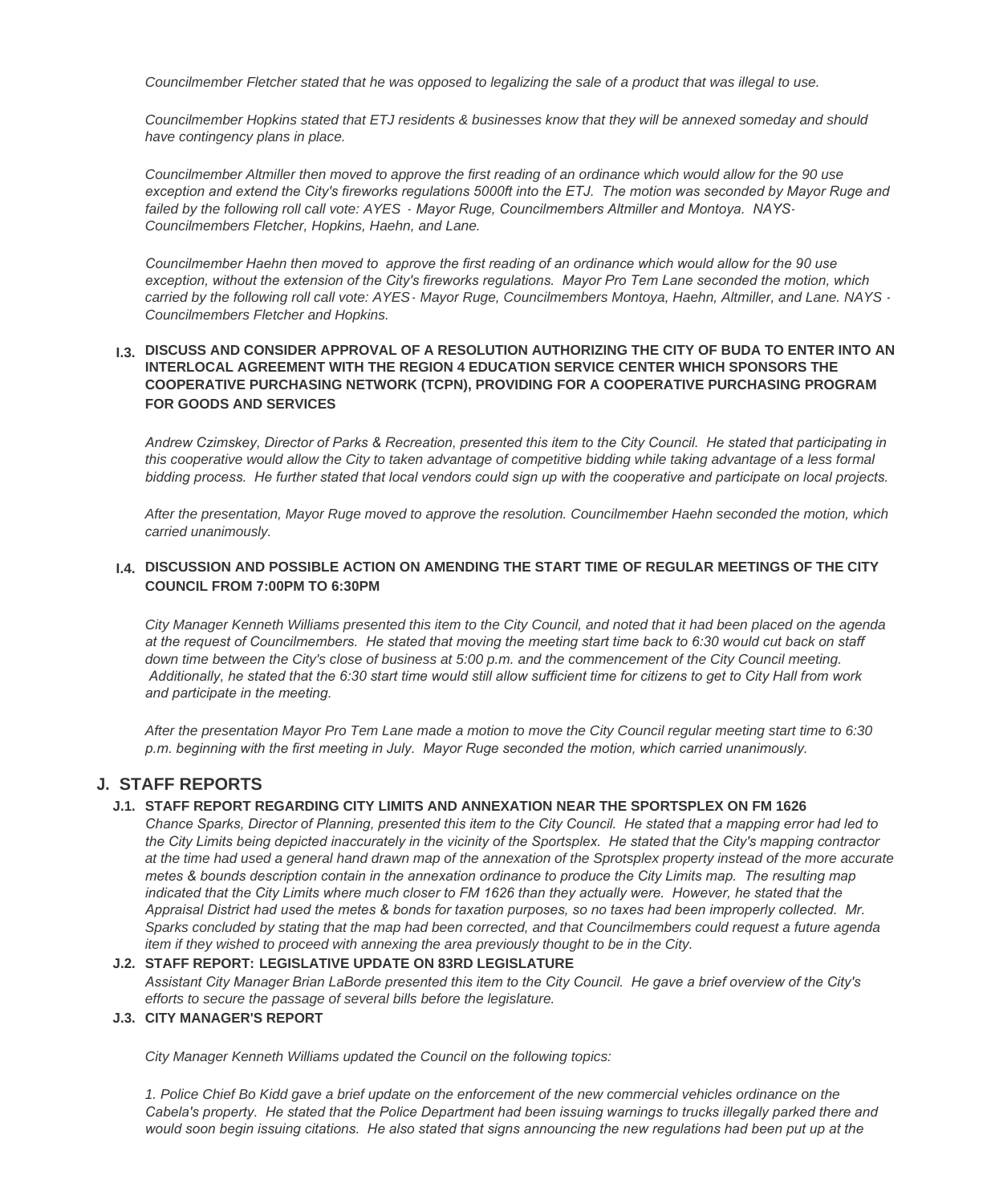*Councilmember Fletcher stated that he was opposed to legalizing the sale of a product that was illegal to use.*

*Councilmember Hopkins stated that ETJ residents & businesses know that they will be annexed someday and should have contingency plans in place.*

*Councilmember Altmiller then moved to approve the first reading of an ordinance which would allow for the 90 use exception and extend the City's fireworks regulations 5000ft into the ETJ. The motion was seconded by Mayor Ruge and failed by the following roll call vote: AYES - Mayor Ruge, Councilmembers Altmiller and Montoya. NAYS- Councilmembers Fletcher, Hopkins, Haehn, and Lane.*

*Councilmember Haehn then moved to approve the first reading of an ordinance which would allow for the 90 use exception, without the extension of the City's fireworks regulations. Mayor Pro Tem Lane seconded the motion, which carried by the following roll call vote: AYES - Mayor Ruge, Councilmembers Montoya, Haehn, Altmiller, and Lane. NAYS - Councilmembers Fletcher and Hopkins.*

### I.3. DISCUSS AND CONSIDER APPROVAL OF A RESOLUTION AUTHORIZING THE CITY OF BUDA TO ENTER INTO AN INTERLOCAL AGREEMENT WITH THE REGION 4 EDUCATION SERVICE CENTER WHICH SPONSORS THE COOPERATIVE PURCHASING NETWORK (TCPN), PROVIDING FOR A COOPERATIVE PURCHASING PROGRAM FOR GOODS AND SERVICES

*Andrew Czimskey, Director of Parks & Recreation, presented this item to the City Council. He stated that participating in this cooperative would allow the City to taken advantage of competitive bidding while taking advantage of a less formal bidding process. He further stated that local vendors could sign up with the cooperative and participate on local projects.*

*After the presentation, Mayor Ruge moved to approve the resolution. Councilmember Haehn seconded the motion, which carried unanimously.*

### I.4. DISCUSSION AND POSSIBLE ACTION ON AMENDING THE START TIME OF REGULAR MEETINGS OF THE CITY COUNCIL FROM 7:00PM TO 6:30PM

*City Manager Kenneth Williams presented this item to the City Council, and noted that it had been placed on the agenda at the request of Councilmembers. He stated that moving the meeting start time back to 6:30 would cut back on staff down time between the City's close of business at 5:00 p.m. and the commencement of the City Council meeting. Additionally, he stated that the 6:30 start time would still allow sufficient time for citizens to get to City Hall from work and participate in the meeting.*

*After the presentation Mayor Pro Tem Lane made a motion to move the City Council regular meeting start time to 6:30 p.m. beginning with the first meeting in July. Mayor Ruge seconded the motion, which carried unanimously.*

## J. STAFF REPORTS

### J.1. STAFF REPORT REGARDING CITY LIMITS AND ANNEXATION NEAR THE SPORTSPLEX ON FM 1626

*Chance Sparks, Director of Planning, presented this item to the City Council. He stated that a mapping error had led to the City Limits being depicted inaccurately in the vicinity of the Sportsplex. He stated that the City's mapping contractor at the time had used a general hand drawn map of the annexation of the Sprotsplex property instead of the more accurate metes & bounds description contain in the annexation ordinance to produce the City Limits map. The resulting map indicated that the City Limits where much closer to FM 1626 than they actually were. However, he stated that the Appraisal District had used the metes & bonds for taxation purposes, so no taxes had been improperly collected. Mr. Sparks concluded by stating that the map had been corrected, and that Councilmembers could request a future agenda item if they wished to proceed with annexing the area previously thought to be in the City.*

### J.2. STAFF REPORT: LEGISLATIVE UPDATE ON 83RD LEGISLATURE

*Assistant City Manager Brian LaBorde presented this item to the City Council. He gave a brief overview of the City's efforts to secure the passage of several bills before the legislature.*

### J.3. CITY MANAGER'S REPORT

*City Manager Kenneth Williams updated the Council on the following topics:*

*1. Police Chief Bo Kidd gave a brief update on the enforcement of the new commercial vehicles ordinance on the Cabela's property. He stated that the Police Department had been issuing warnings to trucks illegally parked there and would soon begin issuing citations. He also stated that signs announcing the new regulations had been put up at the*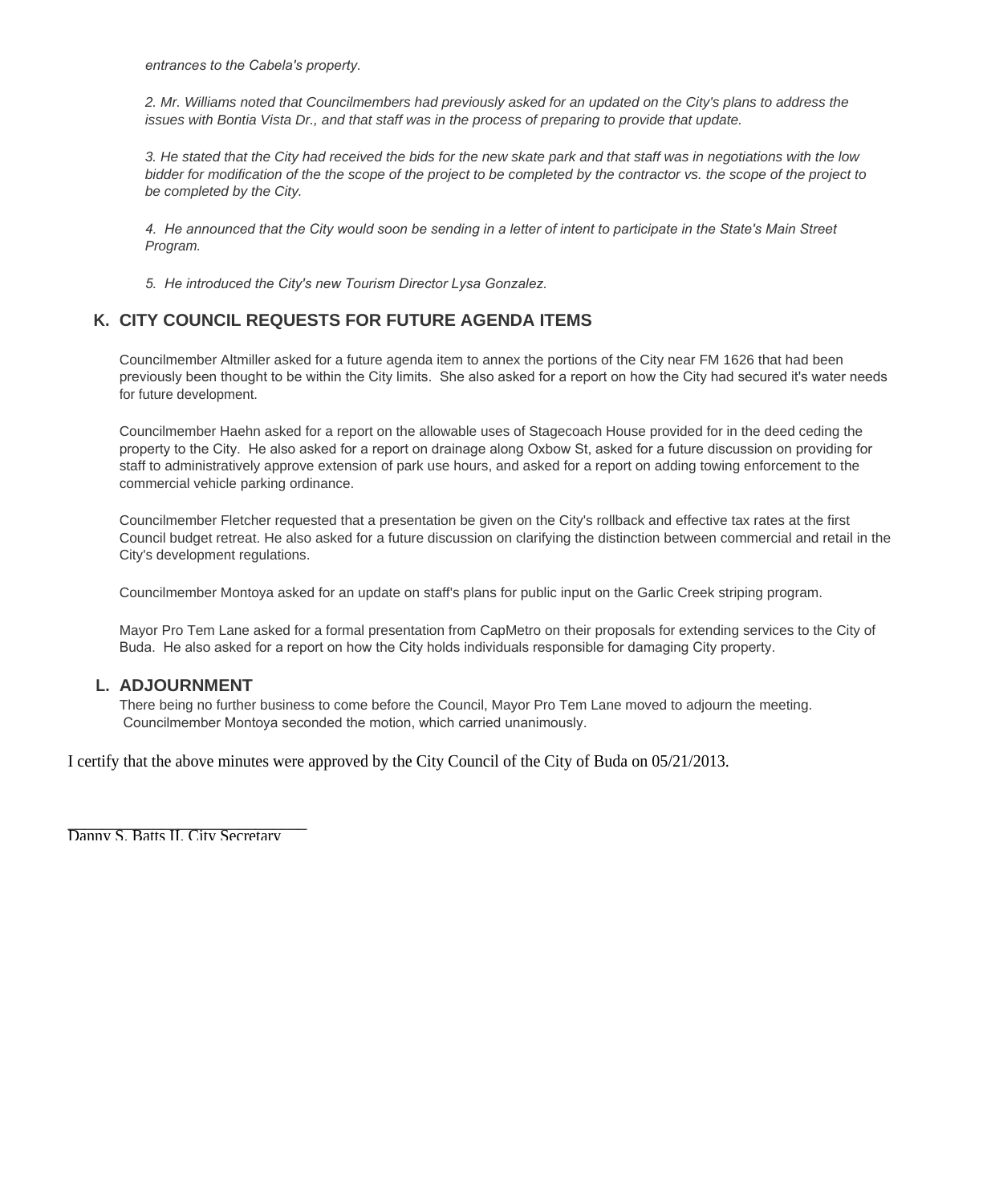*entrances to the Cabela's property.*

*2. Mr. Williams noted that Councilmembers had previously asked for an updated on the City's plans to address the issues with Bontia Vista Dr., and that staff was in the process of preparing to provide that update.*

*3. He stated that the City had received the bids for the new skate park and that staff was in negotiations with the low bidder for modification of the the scope of the project to be completed by the contractor vs. the scope of the project to be completed by the City.*

*4. He announced that the City would soon be sending in a letter of intent to participate in the State's Main Street Program.*

*5. He introduced the City's new Tourism Director Lysa Gonzalez.*

## K. CITY COUNCIL REQUESTS FOR FUTURE AGENDA ITEMS

Councilmember Altmiller asked for a future agenda item to annex the portions of the City near FM 1626 that had been previously been thought to be within the City limits. She also asked for a report on how the City had secured it's water needs for future development.

Councilmember Haehn asked for a report on the allowable uses of Stagecoach House provided for in the deed ceding the property to the City. He also asked for a report on drainage along Oxbow St, asked for a future discussion on providing for staff to administratively approve extension of park use hours, and asked for a report on adding towing enforcement to the commercial vehicle parking ordinance.

Councilmember Fletcher requested that a presentation be given on the City's rollback and effective tax rates at the first Council budget retreat. He also asked for a future discussion on clarifying the distinction between commercial and retail in the City's development regulations.

Councilmember Montoya asked for an update on staff's plans for public input on the Garlic Creek striping program.

Mayor Pro Tem Lane asked for a formal presentation from CapMetro on their proposals for extending services to the City of Buda. He also asked for a report on how the City holds individuals responsible for damaging City property.

## L. ADJOURNMENT

There being no further business to come before the Council, Mayor Pro Tem Lane moved to adjourn the meeting. Councilmember Montoya seconded the motion, which carried unanimously.

I certify that the above minutes were approved by the City Council of the City of Buda on 05/21/2013.

\_\_\_\_\_\_\_\_\_\_\_\_\_\_\_\_\_\_\_\_\_\_\_\_\_\_\_\_\_\_

Danny S. Batts II, City Secretary